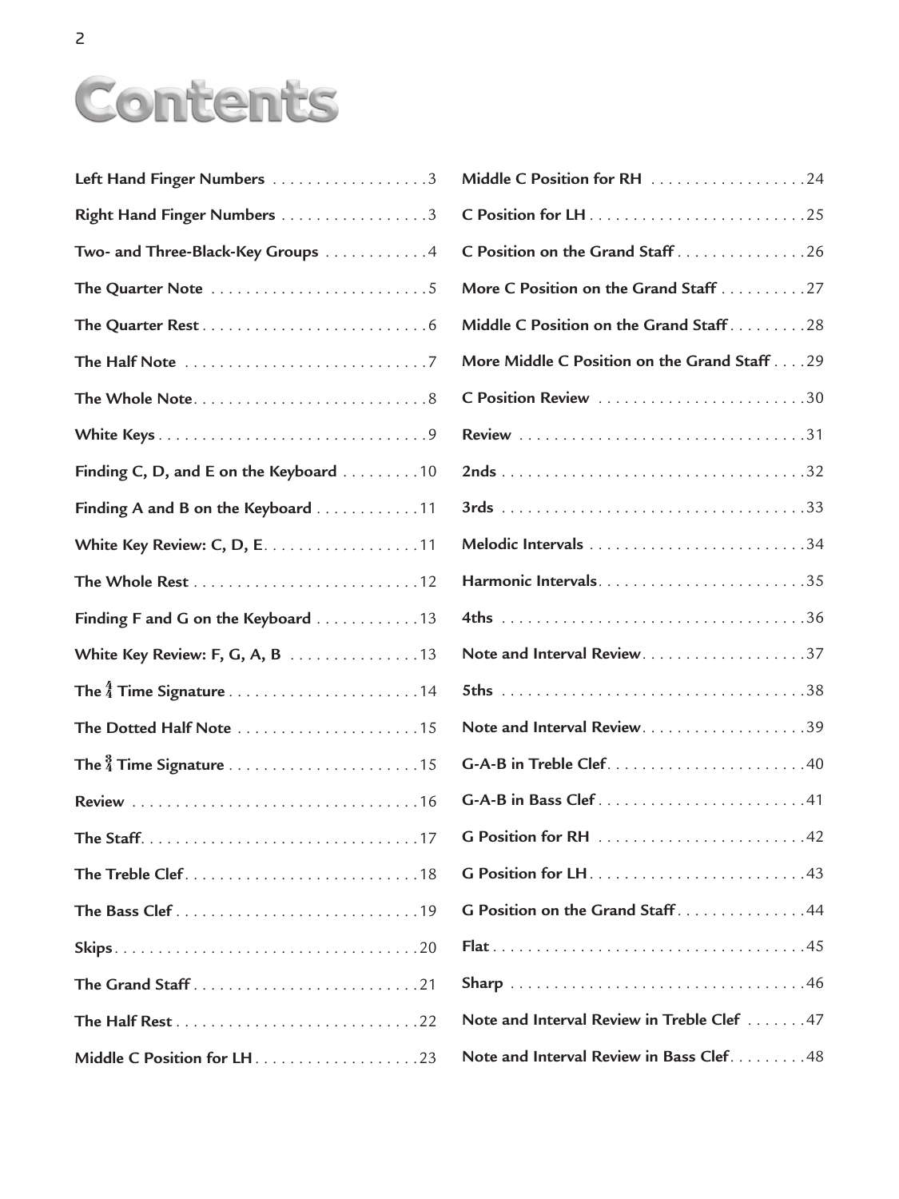# Contents

- Left Hand Finger Numbers . . . . . . . . . . . . . . . . . . 3
- Right Hand Finger Numbers . . . . . . . . . . . . . . . . . 3
- Two- and Three-Black-Key Groups . . . . . . . . . . . . 4
- The Quarter Note . . . . . . . . . . . . . . . . . . . . . . . . . 5
- The Quarter Rest . . . . . . . . . . . . . . . . . . . . . . . . . 6
- The Half Note . . . . . . . . . . . . . . . . . . . . . . . . . . . 7
- The Whole Note . . . . . . . . . . . . . . . . . . . . . . . . . . 8
- White Keys . . . . . . . . . . . . . . . . . . . . . . . . . . . . . 9
- Finding C, D, and E on the Keyboard . . . . . . . . . 10
- Finding A and B on the Keyboard . . . . . . . . . . . . 11
- White Key Review: C, D, E . . . . . . . . . . . . . . . . . . 11
- The Whole Rest . . . . . . . . . . . . . . . . . . . . . . . . . . 12
- Finding F and G on the Keyboard . . . . . . . . . . . . 13
- White Key Review: F, G, A, B . . . . . . . . . . . . . . . 13
- The $\frac{4}{4}$ Time Signature . . . . . . . . . . . . . . . . . . . . . . 14
- The Dotted Half Note . . . . . . . . . . . . . . . . . . . . . 15
- The $\frac{3}{4}$ Time Signature . . . . . . . . . . . . . . . . . . . . . . 15
- Review . . . . . . . . . . . . . . . . . . . . . . . . . . . . . . . . . 16
- The Staff . . . . . . . . . . . . . . . . . . . . . . . . . . . . . . . 17
- The Treble Clef . . . . . . . . . . . . . . . . . . . . . . . . . . 18
- The Bass Clef . . . . . . . . . . . . . . . . . . . . . . . . . . . 19
- Skips . . . . . . . . . . . . . . . . . . . . . . . . . . . . . . . . . . 20
- The Grand Staff . . . . . . . . . . . . . . . . . . . . . . . . . . 21
- The Half Rest . . . . . . . . . . . . . . . . . . . . . . . . . . . 22
- Middle C Position for LH . . . . . . . . . . . . . . . . . . . 23
- Middle C Position for RH . . . . . . . . . . . . . . . . . . 24
- C Position for LH . . . . . . . . . . . . . . . . . . . . . . . . . 25
- C Position on the Grand Staff . . . . . . . . . . . . . . . 26
- More C Position on the Grand Staff . . . . . . . . . . 27
- Middle C Position on the Grand Staff . . . . . . . . . 28
- More Middle C Position on the Grand Staff . . . . 29
- C Position Review . . . . . . . . . . . . . . . . . . . . . . . . 30
- Review . . . . . . . . . . . . . . . . . . . . . . . . . . . . . . . . . 31
- 2nds . . . . . . . . . . . . . . . . . . . . . . . . . . . . . . . . . . . 32
- 3rds . . . . . . . . . . . . . . . . . . . . . . . . . . . . . . . . . . . 33
- Melodic Intervals . . . . . . . . . . . . . . . . . . . . . . . . . 34
- Harmonic Intervals . . . . . . . . . . . . . . . . . . . . . . . . 35
- 4ths . . . . . . . . . . . . . . . . . . . . . . . . . . . . . . . . . . . 36
- Note and Interval Review . . . . . . . . . . . . . . . . . . . 37
- 5ths . . . . . . . . . . . . . . . . . . . . . . . . . . . . . . . . . . . 38
- Note and Interval Review . . . . . . . . . . . . . . . . . . . 39
- G-A-B in Treble Clef . . . . . . . . . . . . . . . . . . . . . . . 40
- G-A-B in Bass Clef . . . . . . . . . . . . . . . . . . . . . . . . 41
- G Position for RH . . . . . . . . . . . . . . . . . . . . . . . . 42
- G Position for LH . . . . . . . . . . . . . . . . . . . . . . . . . 43
- G Position on the Grand Staff . . . . . . . . . . . . . . . 44
- Flat . . . . . . . . . . . . . . . . . . . . . . . . . . . . . . . . . . . . 45
- Sharp . . . . . . . . . . . . . . . . . . . . . . . . . . . . . . . . . . 46
- Note and Interval Review in Treble Clef . . . . . . . 47
- Note and Interval Review in Bass Clef . . . . . . . . . 48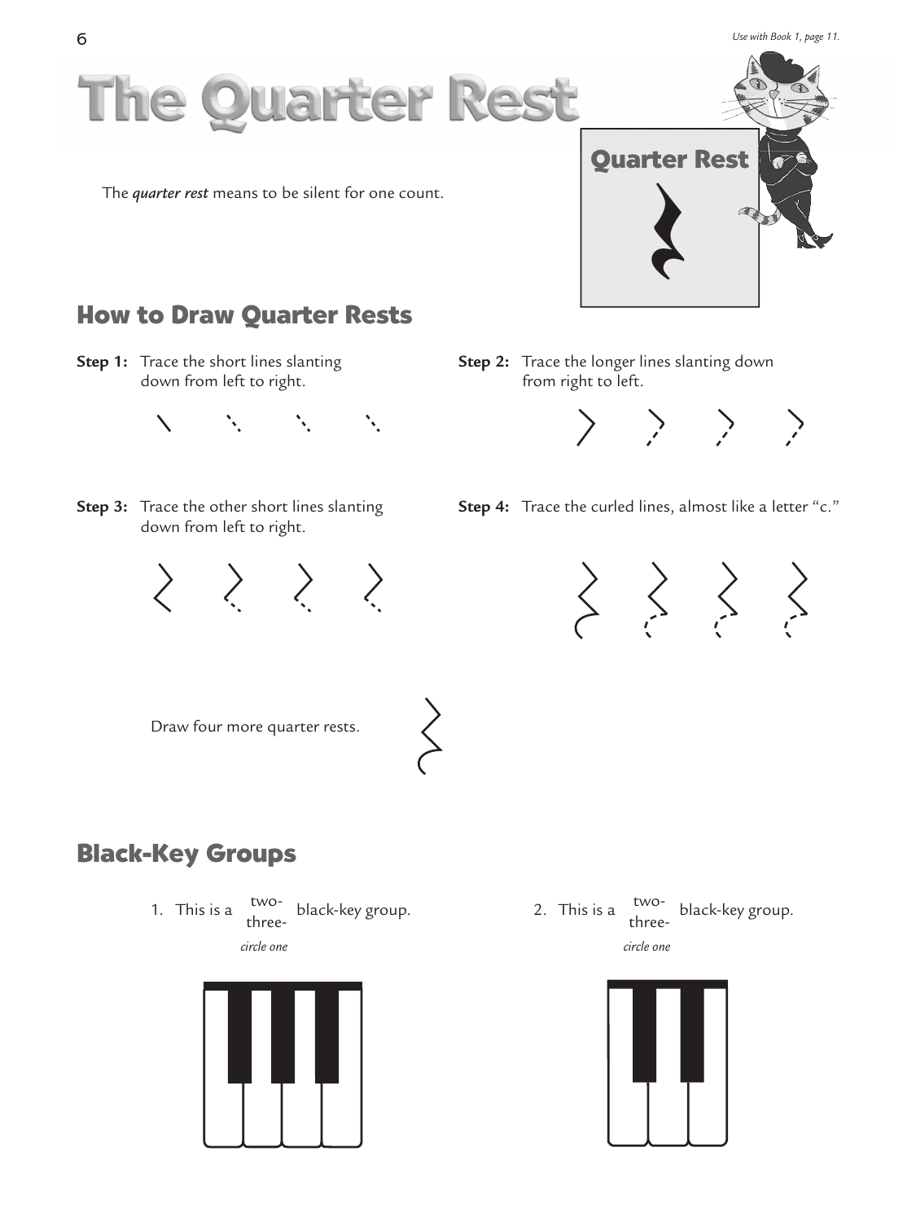# The Quarter Rest

The *quarter rest* means to be silent for one count.

**Quarter Rest**

## How to Draw Quarter Rests

**Step 1:** Trace the short lines slanting down from left to right.

**Step 2:** Trace the longer lines slanting down from right to left.

**Step 3:** Trace the other short lines slanting down from left to right.

**Step 4:** Trace the curled lines, almost like a letter "c."

Draw four more quarter rests.

## Black-Key Groups

1. This is a two- / three- black-key group.
   *circle one*

2. This is a two- / three- black-key group.
   *circle one*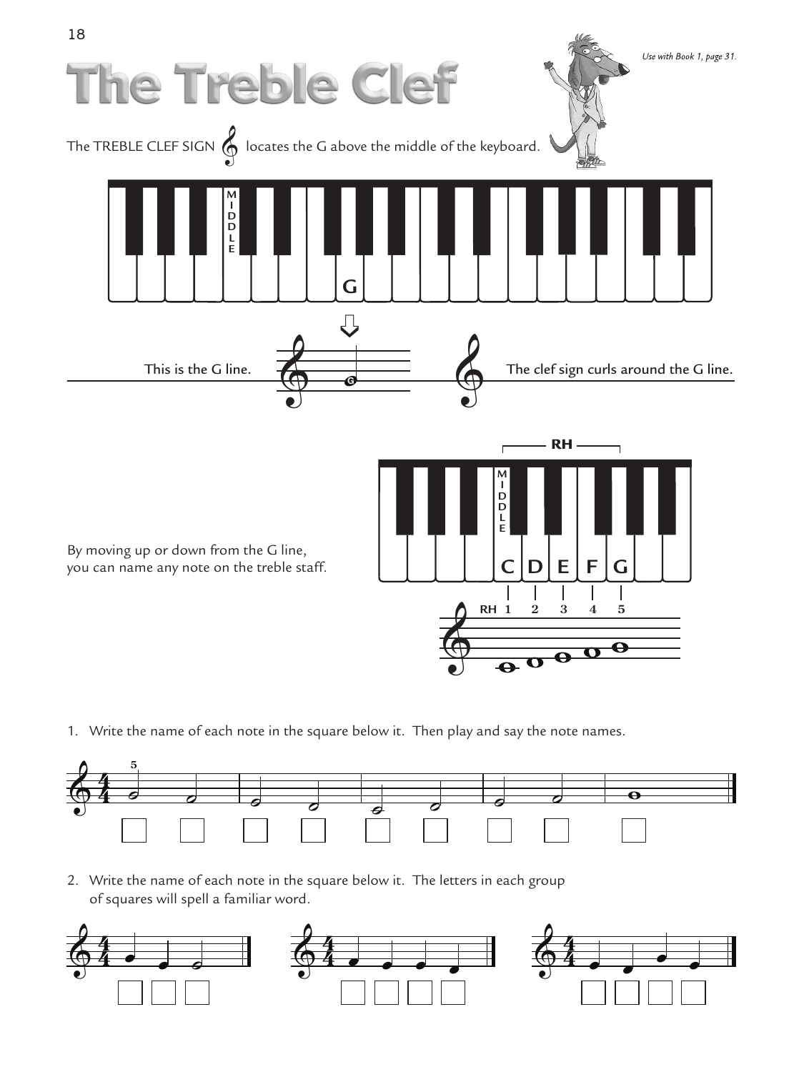# The Treble Clef

*Use with Book 1, page 31.*

The TREBLE CLEF SIGN locates the G above the middle of the keyboard.

MIDDLE

G

This is the G line.

The clef sign curls around the G line.

By moving up or down from the G line, you can name any note on the treble staff.

RH

MIDDLE

C D E F G

RH 1 2 3 4 5

1. Write the name of each note in the square below it. Then play and say the note names.

5

2. Write the name of each note in the square below it. The letters in each group of squares will spell a familiar word.